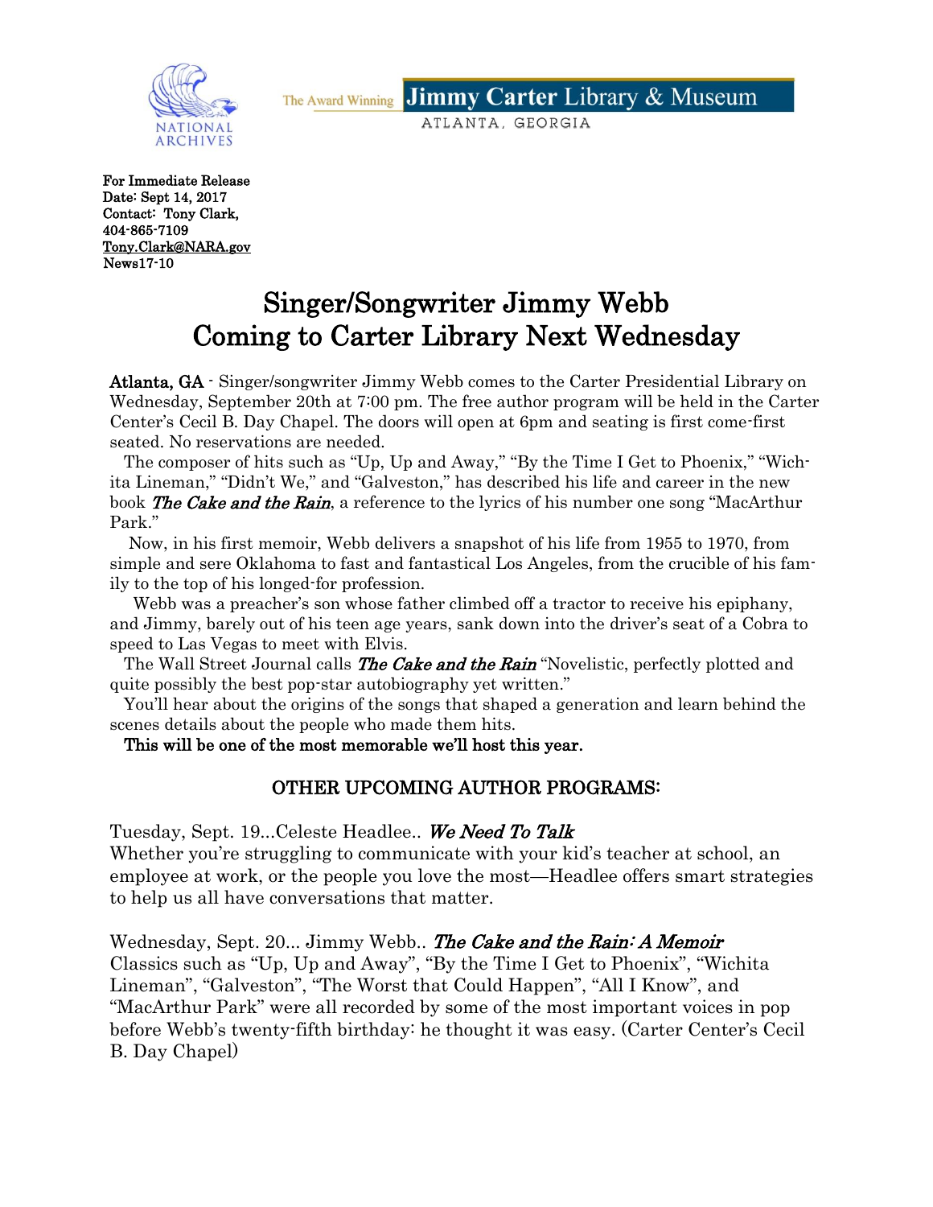NATIONAL ARCHIVES

The Award Winning **Jimmy Carter** Library & Museum
ATLANTA, GEORGIA

**For Immediate Release**
**Date: Sept 14, 2017**
**Contact: Tony Clark,**
**404-865-7109**
**Tony.Clark@NARA.gov**
**News17-10**

# Singer/Songwriter Jimmy Webb Coming to Carter Library Next Wednesday

**Atlanta, GA** - Singer/songwriter Jimmy Webb comes to the Carter Presidential Library on Wednesday, September 20th at 7:00 pm. The free author program will be held in the Carter Center's Cecil B. Day Chapel. The doors will open at 6pm and seating is first come-first seated. No reservations are needed.

The composer of hits such as "Up, Up and Away," "By the Time I Get to Phoenix," "Wichita Lineman," "Didn't We," and "Galveston," has described his life and career in the new book ***The Cake and the Rain***, a reference to the lyrics of his number one song "MacArthur Park."

Now, in his first memoir, Webb delivers a snapshot of his life from 1955 to 1970, from simple and sere Oklahoma to fast and fantastical Los Angeles, from the crucible of his family to the top of his longed-for profession.

Webb was a preacher's son whose father climbed off a tractor to receive his epiphany, and Jimmy, barely out of his teen age years, sank down into the driver's seat of a Cobra to speed to Las Vegas to meet with Elvis.

The Wall Street Journal calls ***The Cake and the Rain*** "Novelistic, perfectly plotted and quite possibly the best pop-star autobiography yet written."

You'll hear about the origins of the songs that shaped a generation and learn behind the scenes details about the people who made them hits.

**This will be one of the most memorable we'll host this year.**

## OTHER UPCOMING AUTHOR PROGRAMS:

Tuesday, Sept. 19...Celeste Headlee.. ***We Need To Talk***
Whether you're struggling to communicate with your kid's teacher at school, an employee at work, or the people you love the most—Headlee offers smart strategies to help us all have conversations that matter.

Wednesday, Sept. 20... Jimmy Webb.. ***The Cake and the Rain: A Memoir***
Classics such as "Up, Up and Away", "By the Time I Get to Phoenix", "Wichita Lineman", "Galveston", "The Worst that Could Happen", "All I Know", and "MacArthur Park" were all recorded by some of the most important voices in pop before Webb's twenty-fifth birthday: he thought it was easy. (Carter Center's Cecil B. Day Chapel)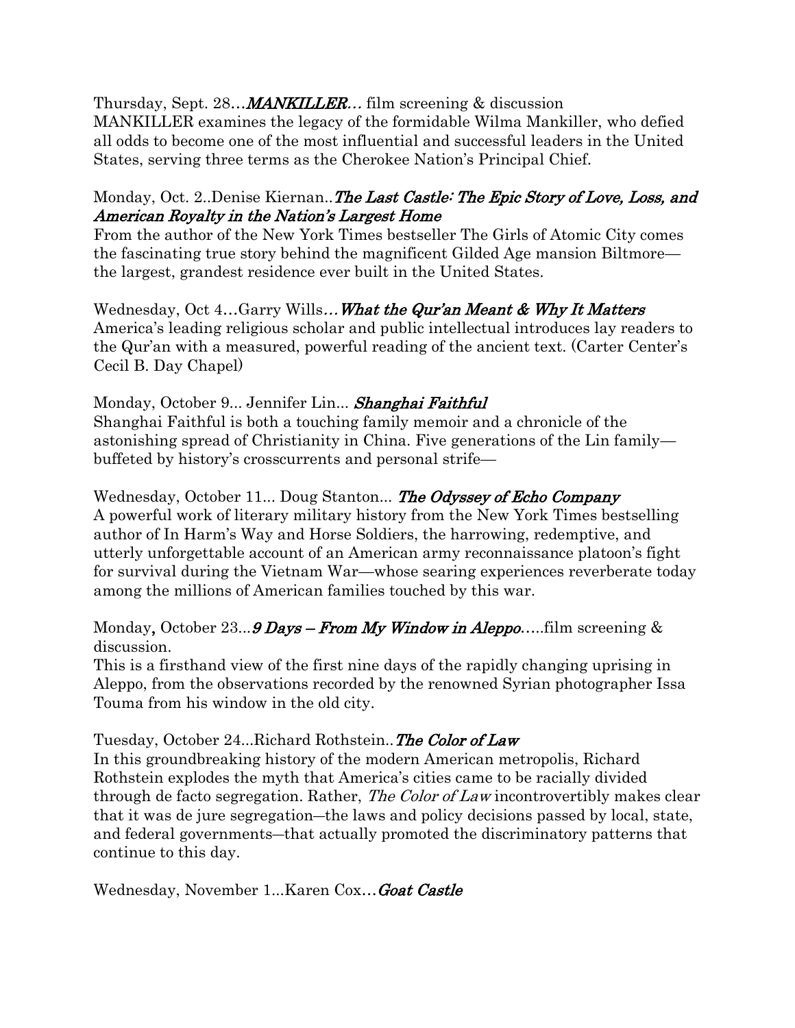Thursday, Sept. 28…*MANKILLER…* film screening & discussion
MANKILLER examines the legacy of the formidable Wilma Mankiller, who defied all odds to become one of the most influential and successful leaders in the United States, serving three terms as the Cherokee Nation's Principal Chief.

Monday, Oct. 2..Denise Kiernan..*The Last Castle: The Epic Story of Love, Loss, and American Royalty in the Nation's Largest Home*
From the author of the New York Times bestseller The Girls of Atomic City comes the fascinating true story behind the magnificent Gilded Age mansion Biltmore—the largest, grandest residence ever built in the United States.

Wednesday, Oct 4…Garry Wills…*What the Qur'an Meant & Why It Matters*
America's leading religious scholar and public intellectual introduces lay readers to the Qur'an with a measured, powerful reading of the ancient text. (Carter Center's Cecil B. Day Chapel)

Monday, October 9... Jennifer Lin... *Shanghai Faithful*
Shanghai Faithful is both a touching family memoir and a chronicle of the astonishing spread of Christianity in China. Five generations of the Lin family—buffeted by history's crosscurrents and personal strife—

Wednesday, October 11... Doug Stanton... *The Odyssey of Echo Company*
A powerful work of literary military history from the New York Times bestselling author of In Harm's Way and Horse Soldiers, the harrowing, redemptive, and utterly unforgettable account of an American army reconnaissance platoon's fight for survival during the Vietnam War—whose searing experiences reverberate today among the millions of American families touched by this war.

Monday, October 23...*9 Days – From My Window in Aleppo*…..film screening & discussion.
This is a firsthand view of the first nine days of the rapidly changing uprising in Aleppo, from the observations recorded by the renowned Syrian photographer Issa Touma from his window in the old city.

Tuesday, October 24...Richard Rothstein..*The Color of Law*
In this groundbreaking history of the modern American metropolis, Richard Rothstein explodes the myth that America's cities came to be racially divided through de facto segregation. Rather, *The Color of Law* incontrovertibly makes clear that it was de jure segregation—the laws and policy decisions passed by local, state, and federal governments—that actually promoted the discriminatory patterns that continue to this day.

Wednesday, November 1...Karen Cox…*Goat Castle*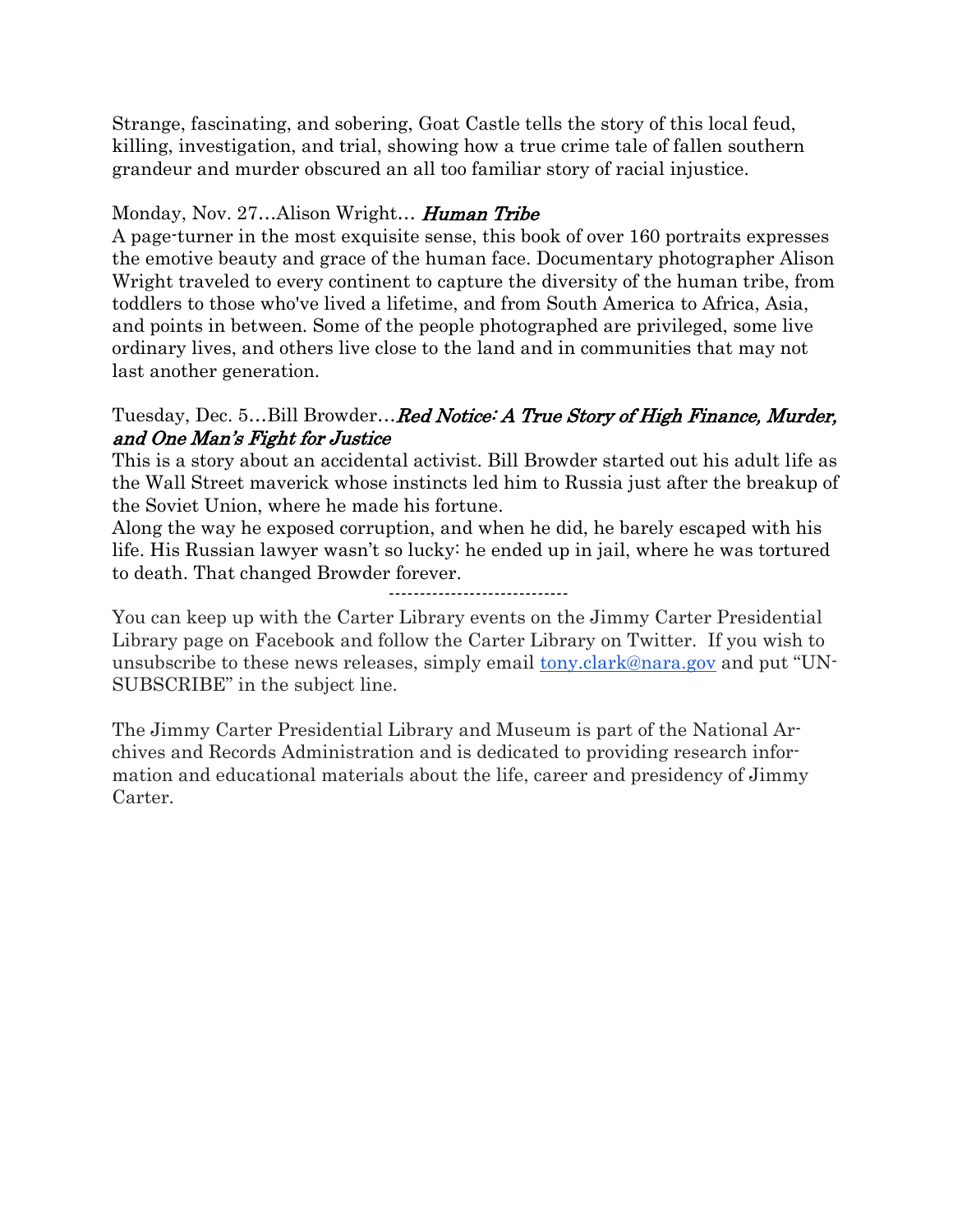Strange, fascinating, and sobering, Goat Castle tells the story of this local feud, killing, investigation, and trial, showing how a true crime tale of fallen southern grandeur and murder obscured an all too familiar story of racial injustice.

Monday, Nov. 27…Alison Wright… *Human Tribe*
A page-turner in the most exquisite sense, this book of over 160 portraits expresses the emotive beauty and grace of the human face. Documentary photographer Alison Wright traveled to every continent to capture the diversity of the human tribe, from toddlers to those who've lived a lifetime, and from South America to Africa, Asia, and points in between. Some of the people photographed are privileged, some live ordinary lives, and others live close to the land and in communities that may not last another generation.

Tuesday, Dec. 5…Bill Browder…*Red Notice: A True Story of High Finance, Murder, and One Man's Fight for Justice*
This is a story about an accidental activist. Bill Browder started out his adult life as the Wall Street maverick whose instincts led him to Russia just after the breakup of the Soviet Union, where he made his fortune.
Along the way he exposed corruption, and when he did, he barely escaped with his life. His Russian lawyer wasn't so lucky: he ended up in jail, where he was tortured to death. That changed Browder forever.

----------------------------

You can keep up with the Carter Library events on the Jimmy Carter Presidential Library page on Facebook and follow the Carter Library on Twitter. If you wish to unsubscribe to these news releases, simply email [tony.clark@nara.gov](mailto:tony.clark@nara.gov) and put "UN-SUBSCRIBE" in the subject line.

The Jimmy Carter Presidential Library and Museum is part of the National Archives and Records Administration and is dedicated to providing research information and educational materials about the life, career and presidency of Jimmy Carter.